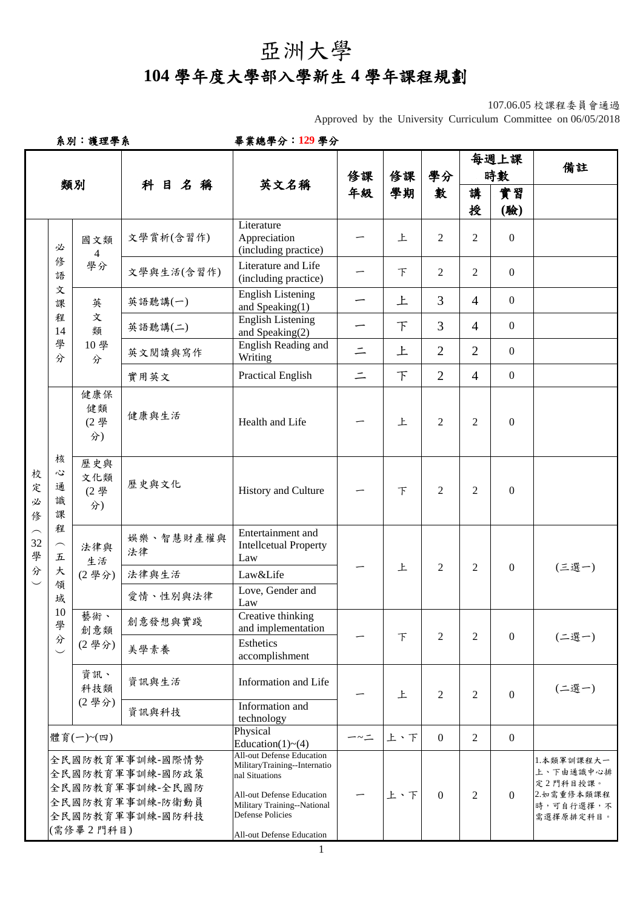# 亞洲大學

# 104 學年度大學部入學新生 4 學年課程規劃

107.06.05 校課程委員會通過
Approved by the University Curriculum Committee on 06/05/2018

系別：護理學系　　　　畢業總學分：**129** 學分

| 類別 | | | 科目名稱 | 英文名稱 | 修課年級 | 修課學期 | 學分數 | 每週上課時數 | | 備註 |
|---|---|---|---|---|---|---|---|---|---|---|
| | | | | | | | | 講授 | 實習(驗) | |
| 校定必修（32 學分） | 必修語文課程 14 學分 | 國文類 4 學分 | 文學賞析(含習作) | Literature Appreciation (including practice) | 一 | 上 | 2 | 2 | 0 | |
| | | | 文學與生活(含習作) | Literature and Life (including practice) | 一 | 下 | 2 | 2 | 0 | |
| | | 英文類 10 學分 | 英語聽講(一) | English Listening and Speaking(1) | 一 | 上 | 3 | 4 | 0 | |
| | | | 英語聽講(二) | English Listening and Speaking(2) | 一 | 下 | 3 | 4 | 0 | |
| | | | 英文閱讀與寫作 | English Reading and Writing | 二 | 上 | 2 | 2 | 0 | |
| | | | 實用英文 | Practical English | 二 | 下 | 2 | 4 | 0 | |
| | 核心通識課程（五大領域 10 學分） | 健康保健類 (2 學分) | 健康與生活 | Health and Life | 一 | 上 | 2 | 2 | 0 | |
| | | 歷史與文化類 (2 學分) | 歷史與文化 | History and Culture | 一 | 下 | 2 | 2 | 0 | |
| | | 法律與生活 (2 學分) | 娛樂、智慧財產權與法律 | Entertainment and Intellcetual Property Law | 一 | 上 | 2 | 2 | 0 | (三選一) |
| | | | 法律與生活 | Law&Life | | | | | | |
| | | | 愛情、性別與法律 | Love, Gender and Law | | | | | | |
| | | 藝術、創意類 (2 學分) | 創意發想與實踐 | Creative thinking and implementation | 一 | 下 | 2 | 2 | 0 | (二選一) |
| | | | 美學素養 | Esthetics accomplishment | | | | | | |
| | | 資訊、科技類 (2 學分) | 資訊與生活 | Information and Life | 一 | 上 | 2 | 2 | 0 | (二選一) |
| | | | 資訊與科技 | Information and technology | | | | | | |
| | 體育(一)~(四) | | | Physical Education(1)~(4) | 一~二 | 上、下 | 0 | 2 | 0 | |
| | 全民國防教育軍事訓練-國際情勢<br>全民國防教育軍事訓練-國防政策<br>全民國防教育軍事訓練-全民國防<br>全民國防教育軍事訓練-防衛動員<br>全民國防教育軍事訓練-國防科技<br>(需修畢 2 門科目) | | | All-out Defense Education MilitaryTraining--International Situations<br>All-out Defense Education Military Training--National Defense Policies<br>All-out Defense Education | 一 | 上、下 | 0 | 2 | 0 | 1.本類軍訓課程大一上、下由通識中心排定 2 門科目授課。<br>2.如需重修本類課程時，可自行選擇，不需選擇原排定科目。 |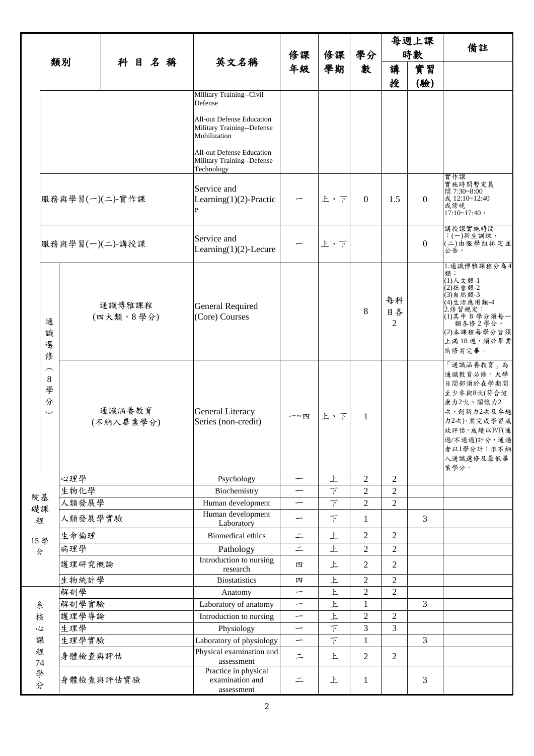| 類別 | | 科 目 名 稱 | 英文名稱 | 修課年級 | 修課學期 | 學分數 | 每週上課時數 | | 備註 |
|---|---|---|---|---|---|---|---|---|---|
| | | | | | | | 講授 | 實習(驗) | |
| | | | Military Training--Civil Defense<br>All-out Defense Education Military Training--Defense Mobilization<br>All-out Defense Education Military Training--Defense Technology | | | | | | |
| 服務與學習(一)(二)-實作課 | | | Service and Learning(1)(2)-Practice | 一 | 上、下 | 0 | 1.5 | 0 | 實作課實施時間暫定晨間 7:30~8:00 或 12:10~12:40 或傍晚 17:10~17:40。 |
| 服務與學習(一)(二)-講授課 | | | Service and Learning(1)(2)-Lecure | 一 | 上、下 | | | 0 | 講授課實施時間：(一)新生訓練，(二)由服學組排定並公告。 |
| 通識選修（8學分） | | 通識博雅課程<br>(四大類，8學分) | General Required (Core) Courses | | | 8 | 每科目各2 | | 1.通識博雅課程分為4類：<br>(1)人文類-1<br>(2)社會類-2<br>(3)自然類-3<br>(4)生活應用類-4<br>2.修習規定：<br>(1)其中 8 學分須每一類各修 2 學分。<br>(2)本課程每學分皆須上滿 18 週，須於畢業前修習完畢。 |
| | | 通識涵養教育<br>(不納入畢業學分) | General Literacy Series (non-credit) | 一~四 | 上、下 | 1 | | | 「通識涵養教育」為通識教育必修，大學日間部須於在學期間至少參與8次(符合健康力2次、關懷力2次、創新力2次及卓越力2次)，並完成學習成效評估，成績以P/F(通過/不通過)計分，通過者以1學分計；惟不納入通識選修及最低畢業學分。 |
| 院基礎課程<br>15學分 | 心理學 | | Psychology | 一 | 上 | 2 | 2 | | |
| | 生物化學 | | Biochemistry | 一 | 下 | 2 | 2 | | |
| | 人類發展學 | | Human development | 一 | 下 | 2 | 2 | | |
| | 人類發展學實驗 | | Human development Laboratory | 一 | 下 | 1 | | 3 | |
| | 生命倫理 | | Biomedical ethics | 二 | 上 | 2 | 2 | | |
| | 病理學 | | Pathology | 二 | 上 | 2 | 2 | | |
| | 護理研究概論 | | Introduction to nursing research | 四 | 上 | 2 | 2 | | |
| | 生物統計學 | | Biostatistics | 四 | 上 | 2 | 2 | | |
| 系核心課程<br>74學分 | 解剖學 | | Anatomy | 一 | 上 | 2 | 2 | | |
| | 解剖學實驗 | | Laboratory of anatomy | 一 | 上 | 1 | | 3 | |
| | 護理學導論 | | Introduction to nursing | 一 | 上 | 2 | 2 | | |
| | 生理學 | | Physiology | 一 | 下 | 3 | 3 | | |
| | 生理學實驗 | | Laboratory of physiology | 一 | 下 | 1 | | 3 | |
| | 身體檢查與評估 | | Physical examination and assessment | 二 | 上 | 2 | 2 | | |
| | 身體檢查與評估實驗 | | Practice in physical examination and assessment | 二 | 上 | 1 | | 3 | |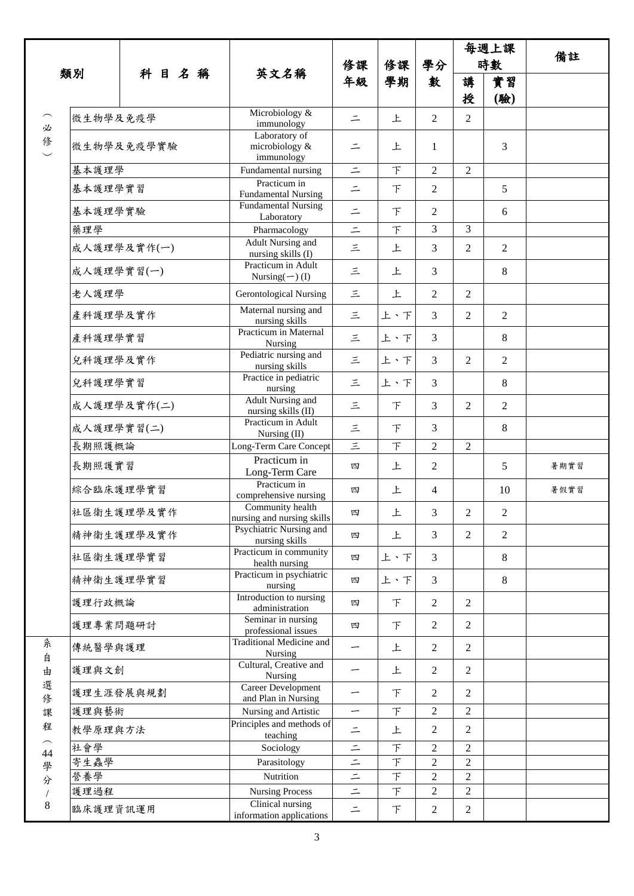| 類別 | 科目名稱 | 英文名稱 | 修課年級 | 修課學期 | 學分數 | 每週上課時數 | | 備註 |
|---|---|---|---|---|---|---|---|---|
| | | | | | | 講授 | 實習(驗) | |
| (必修) | 微生物學及免疫學 | Microbiology & immunology | 二 | 上 | 2 | 2 | | |
| | 微生物學及免疫學實驗 | Laboratory of microbiology & immunology | 二 | 上 | 1 | | 3 | |
| | 基本護理學 | Fundamental nursing | 二 | 下 | 2 | 2 | | |
| | 基本護理學實習 | Practicum in Fundamental Nursing | 二 | 下 | 2 | | 5 | |
| | 基本護理學實驗 | Fundamental Nursing Laboratory | 二 | 下 | 2 | | 6 | |
| | 藥理學 | Pharmacology | 二 | 下 | 3 | 3 | | |
| | 成人護理學及實作(一) | Adult Nursing and nursing skills (I) | 三 | 上 | 3 | 2 | 2 | |
| | 成人護理學實習(一) | Practicum in Adult Nursing(一) (I) | 三 | 上 | 3 | | 8 | |
| | 老人護理學 | Gerontological Nursing | 三 | 上 | 2 | 2 | | |
| | 產科護理學及實作 | Maternal nursing and nursing skills | 三 | 上、下 | 3 | 2 | 2 | |
| | 產科護理學實習 | Practicum in Maternal Nursing | 三 | 上、下 | 3 | | 8 | |
| | 兒科護理學及實作 | Pediatric nursing and nursing skills | 三 | 上、下 | 3 | 2 | 2 | |
| | 兒科護理學實習 | Practice in pediatric nursing | 三 | 上、下 | 3 | | 8 | |
| | 成人護理學及實作(二) | Adult Nursing and nursing skills (II) | 三 | 下 | 3 | 2 | 2 | |
| | 成人護理學實習(二) | Practicum in Adult Nursing (II) | 三 | 下 | 3 | | 8 | |
| | 長期照護概論 | Long-Term Care Concept | 三 | 下 | 2 | 2 | | |
| | 長期照護實習 | Practicum in Long-Term Care | 四 | 上 | 2 | | 5 | 暑期實習 |
| | 綜合臨床護理學實習 | Practicum in comprehensive nursing | 四 | 上 | 4 | | 10 | 暑假實習 |
| | 社區衛生護理學及實作 | Community health nursing and nursing skills | 四 | 上 | 3 | 2 | 2 | |
| | 精神衛生護理學及實作 | Psychiatric Nursing and nursing skills | 四 | 上 | 3 | 2 | 2 | |
| | 社區衛生護理學實習 | Practicum in community health nursing | 四 | 上、下 | 3 | | 8 | |
| | 精神衛生護理學實習 | Practicum in psychiatric nursing | 四 | 上、下 | 3 | | 8 | |
| | 護理行政概論 | Introduction to nursing administration | 四 | 下 | 2 | 2 | | |
| | 護理專業問題研討 | Seminar in nursing professional issues | 四 | 下 | 2 | 2 | | |
| 系自由選修課程(44學分/8 | 傳統醫學與護理 | Traditional Medicine and Nursing | 一 | 上 | 2 | 2 | | |
| | 護理與文創 | Cultural, Creative and Nursing | 一 | 上 | 2 | 2 | | |
| | 護理生涯發展與規劃 | Career Development and Plan in Nursing | 一 | 下 | 2 | 2 | | |
| | 護理與藝術 | Nursing and Artistic | 一 | 下 | 2 | 2 | | |
| | 教學原理與方法 | Principles and methods of teaching | 二 | 上 | 2 | 2 | | |
| | 社會學 | Sociology | 二 | 下 | 2 | 2 | | |
| | 寄生蟲學 | Parasitology | 二 | 下 | 2 | 2 | | |
| | 營養學 | Nutrition | 二 | 下 | 2 | 2 | | |
| | 護理過程 | Nursing Process | 二 | 下 | 2 | 2 | | |
| | 臨床護理資訊運用 | Clinical nursing information applications | 二 | 下 | 2 | 2 | | |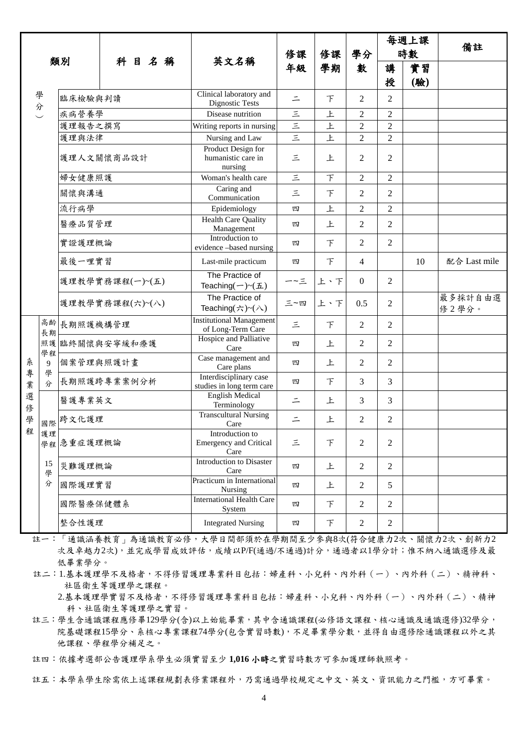| 類別 | | 科目名稱 | 英文名稱 | 修課年級 | 修課學期 | 學分數 | 每週上課時數 | | 備註 |
|---|---|---|---|---|---|---|---|---|---|
| | | | | | | | 講授 | 實習(驗) | |
| 學分) | | 臨床檢驗與判讀 | Clinical laboratory and Dignostic Tests | 二 | 下 | 2 | 2 | | |
| | | 疾病營養學 | Disease nutrition | 三 | 上 | 2 | 2 | | |
| | | 護理報告之撰寫 | Writing reports in nursing | 三 | 上 | 2 | 2 | | |
| | | 護理與法律 | Nursing and Law | 三 | 上 | 2 | 2 | | |
| | | 護理人文關懷商品設計 | Product Design for humanistic care in nursing | 三 | 上 | 2 | 2 | | |
| | | 婦女健康照護 | Woman's health care | 三 | 下 | 2 | 2 | | |
| | | 關懷與溝通 | Caring and Communication | 三 | 下 | 2 | 2 | | |
| | | 流行病學 | Epidemiology | 四 | 上 | 2 | 2 | | |
| | | 醫療品質管理 | Health Care Quality Management | 四 | 上 | 2 | 2 | | |
| | | 實證護理概論 | Introduction to evidence –based nursing | 四 | 下 | 2 | 2 | | |
| | | 最後一哩實習 | Last-mile practicum | 四 | 下 | 4 | | 10 | 配合 Last mile |
| | | 護理教學實務課程(一)~(五) | The Practice of Teaching(一)~(五) | 一~三 | 上、下 | 0 | 2 | | |
| | | 護理教學實務課程(六)~(八) | The Practice of Teaching(六)~(八) | 三~四 | 上、下 | 0.5 | 2 | | 最多採計自由選修2學分。 |
| 系專業選修學程 | 高齡長期照護學程 9 學分 | 長期照護機構管理 | Institutional Management of Long-Term Care | 三 | 下 | 2 | 2 | | |
| | | 臨終關懷與安寧緩和療護 | Hospice and Palliative Care | 四 | 上 | 2 | 2 | | |
| | | 個案管理與照護計畫 | Case management and Care plans | 四 | 上 | 2 | 2 | | |
| | | 長期照護跨專業案例分析 | Interdisciplinary case studies in long term care | 四 | 下 | 3 | 3 | | |
| | 國際護理學程 15 學分 | 醫護專業英文 | English Medical Terminology | 二 | 上 | 3 | 3 | | |
| | | 跨文化護理 | Transcultural Nursing Care | 二 | 上 | 2 | 2 | | |
| | | 急重症護理概論 | Introduction to Emergency and Critical Care | 三 | 下 | 2 | 2 | | |
| | | 災難護理概論 | Introduction to Disaster Care | 四 | 上 | 2 | 2 | | |
| | | 國際護理實習 | Practicum in International Nursing | 四 | 上 | 2 | 5 | | |
| | | 國際醫療保健體系 | International Health Care System | 四 | 下 | 2 | 2 | | |
| | | 整合性護理 | Integrated Nursing | 四 | 下 | 2 | 2 | | |

註一：「通識涵養教育」為通識教育必修，大學日間部須於在學期間至少參與8次(符合健康力2次、關懷力2次、創新力2次及卓越力2次)，並完成學習成效評估，成績以P/F(通過/不通過)計分，通過者以1學分計；惟不納入通識選修及最低畢業學分。

註二：1.基本護理學不及格者，不得修習護理專業科目包括：婦產科、小兒科、內外科（一）、內外科（二）、精神科、社區衛生等護理學之課程。

2.基本護理學實習不及格者，不得修習護理專業科目包括：婦產科、小兒科、內外科（一）、內外科（二）、精神科、社區衛生等護理學之實習。

註三：學生含通識課程應修畢129學分(含)以上始能畢業，其中含通識課程(必修語文課程、核心通識及通識選修)32學分，院基礎課程15學分、系核心專業課程74學分(包含實習時數)，不足畢業學分數，並得自由選修除通識課程以外之其他課程、學程學分補足之。

註四：依據考選部公告護理學系學生必須實習至少 **1,016 小時**之實習時數方可參加護理師執照考。

註五：本學系學生除需依上述課程規劃表修業課程外，乃需通過學校規定之中文、英文、資訊能力之門檻，方可畢業。